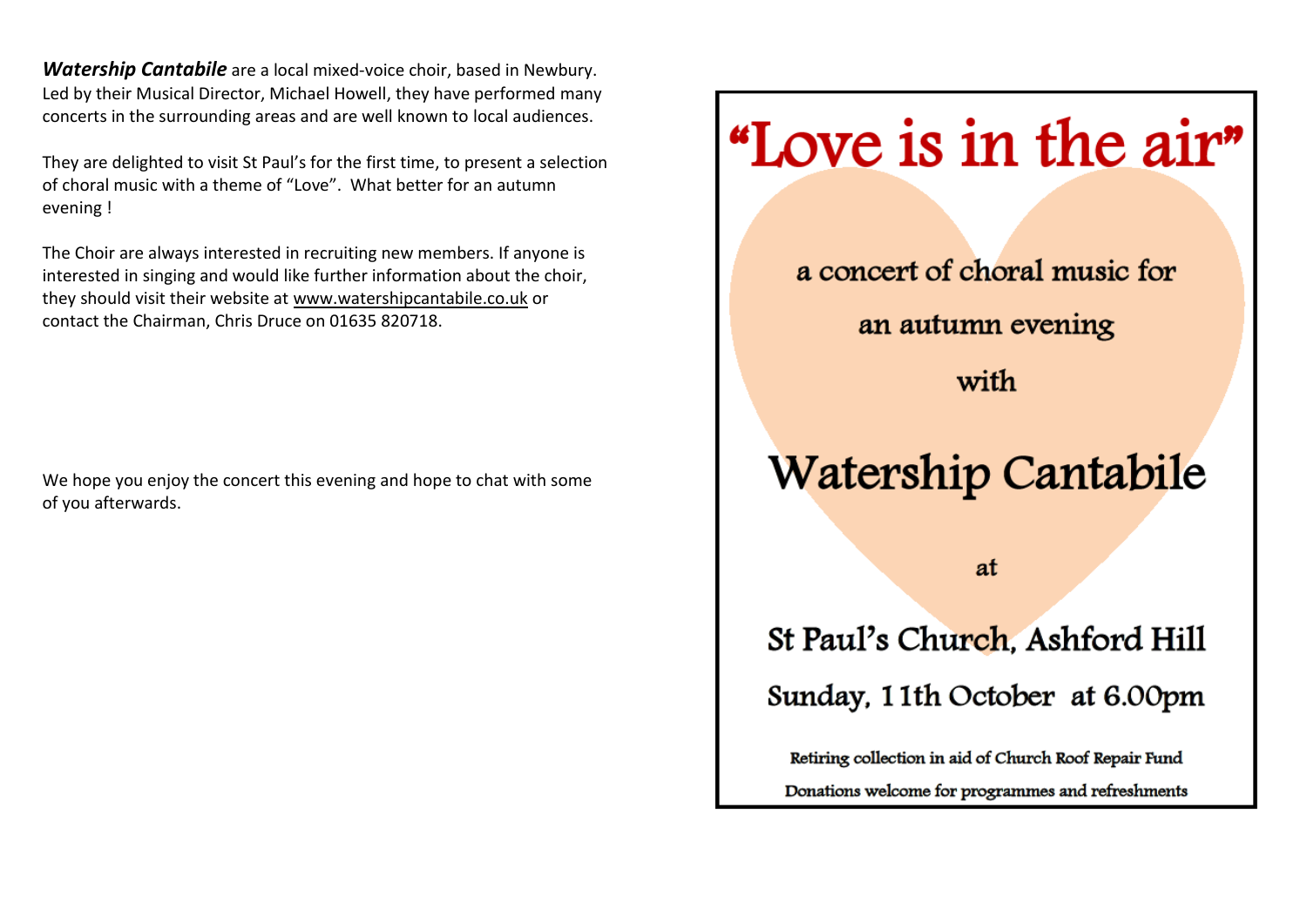***Watership Cantabile*** are a local mixed-voice choir, based in Newbury. Led by their Musical Director, Michael Howell, they have performed many concerts in the surrounding areas and are well known to local audiences.

They are delighted to visit St Paul's for the first time, to present a selection of choral music with a theme of "Love". What better for an autumn evening !

The Choir are always interested in recruiting new members. If anyone is interested in singing and would like further information about the choir, they should visit their website at www.watershipcantabile.co.uk or contact the Chairman, Chris Druce on 01635 820718.

We hope you enjoy the concert this evening and hope to chat with some of you afterwards.

# "Love is in the air"

a concert of choral music for

an autumn evening

with

## Watership Cantabile

at

### St Paul's Church, Ashford Hill

### Sunday, 11th October at 6.00pm

Retiring collection in aid of Church Roof Repair Fund

Donations welcome for programmes and refreshments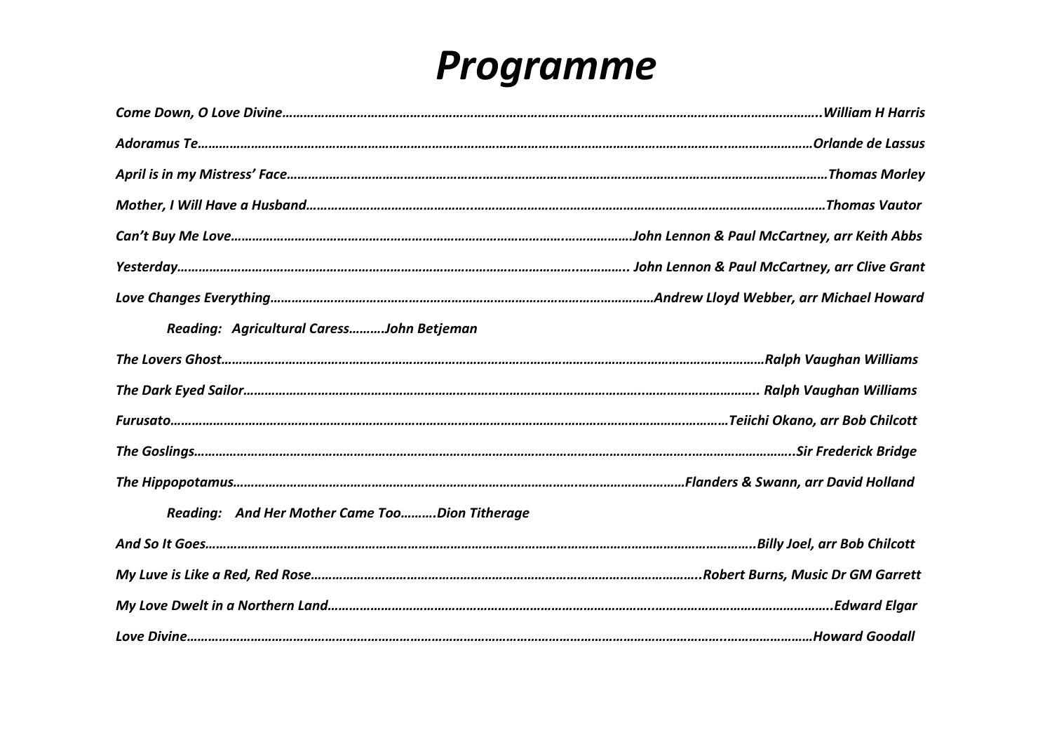# *Programme*

*Come Down, O Love Divine……………………………………………………………………………………………………………………………………..William H Harris*

*Adoramus Te………………………………………………………………………………………………………………………………………………………Orlande de Lassus*

*April is in my Mistress' Face……………………………………………………………………………………………………………………………………Thomas Morley*

*Mother, I Will Have a Husband……………………………………………………………………………………………………………………………Thomas Vautor*

*Can't Buy Me Love……………………………………………………………………………………………………John Lennon & Paul McCartney, arr Keith Abbs*

*Yesterday………………………………………………………………………………………………………………… John Lennon & Paul McCartney, arr Clive Grant*

*Love Changes Everything………………………………………………………………………………………………Andrew Lloyd Webber, arr Michael Howard*

*Reading: Agricultural Caress……….John Betjeman*

*The Lovers Ghost…………………………………………………………………………………………………………………………………………Ralph Vaughan Williams*

*The Dark Eyed Sailor……………………………………………………………………………………………………………………………… Ralph Vaughan Williams*

*Furusato……………………………………………………………………………………………………………………………………………Teiichi Okano, arr Bob Chilcott*

*The Goslings…………………………………………………………………………………………………………………………………………………..Sir Frederick Bridge*

*The Hippopotamus……………………………………………………………………………………………………………Flanders & Swann, arr David Holland*

*Reading: And Her Mother Came Too……….Dion Titherage*

*And So It Goes……………………………………………………………………………………………………………………………………………..Billy Joel, arr Bob Chilcott*

*My Luve is Like a Red, Red Rose……………………………………………………………………………………………..Robert Burns, Music Dr GM Garrett*

*My Love Dwelt in a Northern Land……………………………………………………………………………………………………………………………..Edward Elgar*

*Love Divine……………………………………………………………………………………………………………………………………………………………Howard Goodall*